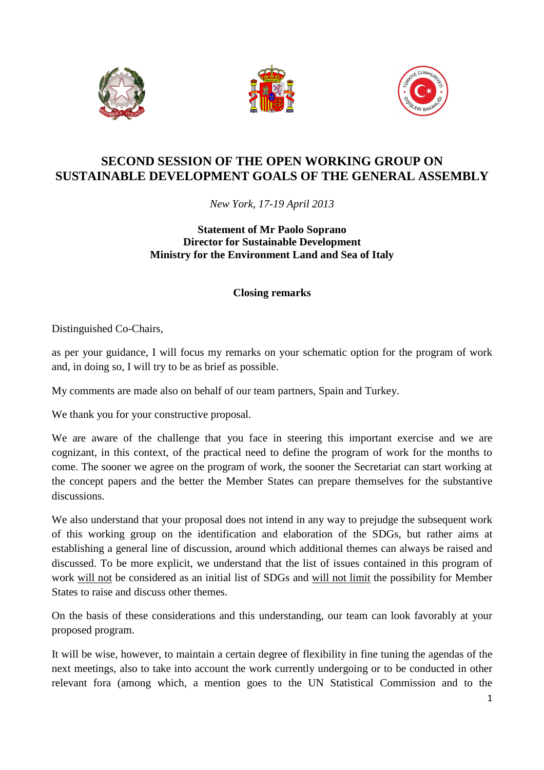# SECOND SESSION OF THE OPEN WORKING GROUP ON SUSTAINABLE DEVELOPMENT GOALS OF THE GENERAL ASSEMBLY

*New York, 17-19 April 2013*

**Statement of Mr Paolo Soprano**
**Director for Sustainable Development**
**Ministry for the Environment Land and Sea of Italy**

**Closing remarks**

Distinguished Co-Chairs,

as per your guidance, I will focus my remarks on your schematic option for the program of work and, in doing so, I will try to be as brief as possible.

My comments are made also on behalf of our team partners, Spain and Turkey.

We thank you for your constructive proposal.

We are aware of the challenge that you face in steering this important exercise and we are cognizant, in this context, of the practical need to define the program of work for the months to come. The sooner we agree on the program of work, the sooner the Secretariat can start working at the concept papers and the better the Member States can prepare themselves for the substantive discussions.

We also understand that your proposal does not intend in any way to prejudge the subsequent work of this working group on the identification and elaboration of the SDGs, but rather aims at establishing a general line of discussion, around which additional themes can always be raised and discussed. To be more explicit, we understand that the list of issues contained in this program of work will not be considered as an initial list of SDGs and will not limit the possibility for Member States to raise and discuss other themes.

On the basis of these considerations and this understanding, our team can look favorably at your proposed program.

It will be wise, however, to maintain a certain degree of flexibility in fine tuning the agendas of the next meetings, also to take into account the work currently undergoing or to be conducted in other relevant fora (among which, a mention goes to the UN Statistical Commission and to the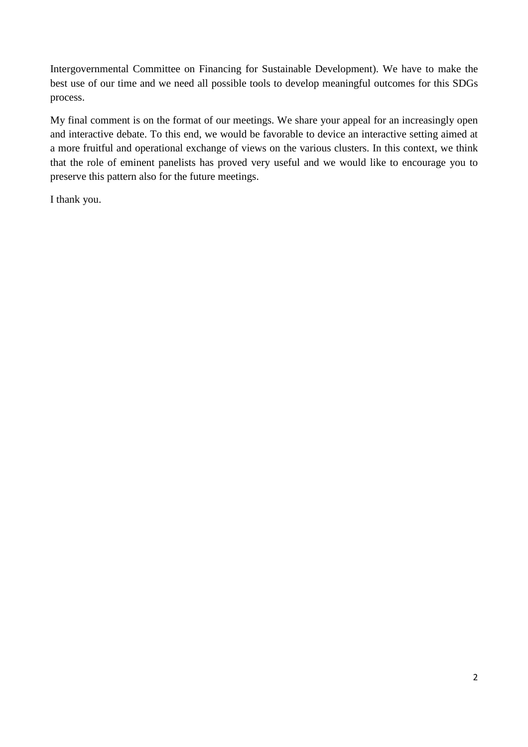Intergovernmental Committee on Financing for Sustainable Development). We have to make the best use of our time and we need all possible tools to develop meaningful outcomes for this SDGs process.

My final comment is on the format of our meetings. We share your appeal for an increasingly open and interactive debate. To this end, we would be favorable to device an interactive setting aimed at a more fruitful and operational exchange of views on the various clusters. In this context, we think that the role of eminent panelists has proved very useful and we would like to encourage you to preserve this pattern also for the future meetings.

I thank you.